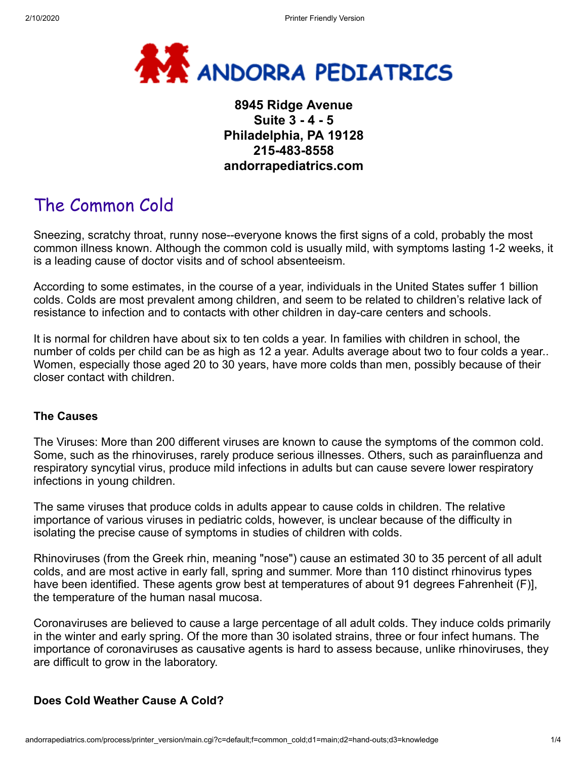# ANDORRA PEDIATRICS

**8945 Ridge Avenue**
**Suite 3 - 4 - 5**
**Philadelphia, PA 19128**
**215-483-8558**
**andorrapediatrics.com**

## The Common Cold

Sneezing, scratchy throat, runny nose--everyone knows the first signs of a cold, probably the most common illness known. Although the common cold is usually mild, with symptoms lasting 1-2 weeks, it is a leading cause of doctor visits and of school absenteeism.

According to some estimates, in the course of a year, individuals in the United States suffer 1 billion colds. Colds are most prevalent among children, and seem to be related to children's relative lack of resistance to infection and to contacts with other children in day-care centers and schools.

It is normal for children have about six to ten colds a year. In families with children in school, the number of colds per child can be as high as 12 a year. Adults average about two to four colds a year.. Women, especially those aged 20 to 30 years, have more colds than men, possibly because of their closer contact with children.

### The Causes

The Viruses: More than 200 different viruses are known to cause the symptoms of the common cold. Some, such as the rhinoviruses, rarely produce serious illnesses. Others, such as parainfluenza and respiratory syncytial virus, produce mild infections in adults but can cause severe lower respiratory infections in young children.

The same viruses that produce colds in adults appear to cause colds in children. The relative importance of various viruses in pediatric colds, however, is unclear because of the difficulty in isolating the precise cause of symptoms in studies of children with colds.

Rhinoviruses (from the Greek rhin, meaning "nose") cause an estimated 30 to 35 percent of all adult colds, and are most active in early fall, spring and summer. More than 110 distinct rhinovirus types have been identified. These agents grow best at temperatures of about 91 degrees Fahrenheit (F)], the temperature of the human nasal mucosa.

Coronaviruses are believed to cause a large percentage of all adult colds. They induce colds primarily in the winter and early spring. Of the more than 30 isolated strains, three or four infect humans. The importance of coronaviruses as causative agents is hard to assess because, unlike rhinoviruses, they are difficult to grow in the laboratory.

### Does Cold Weather Cause A Cold?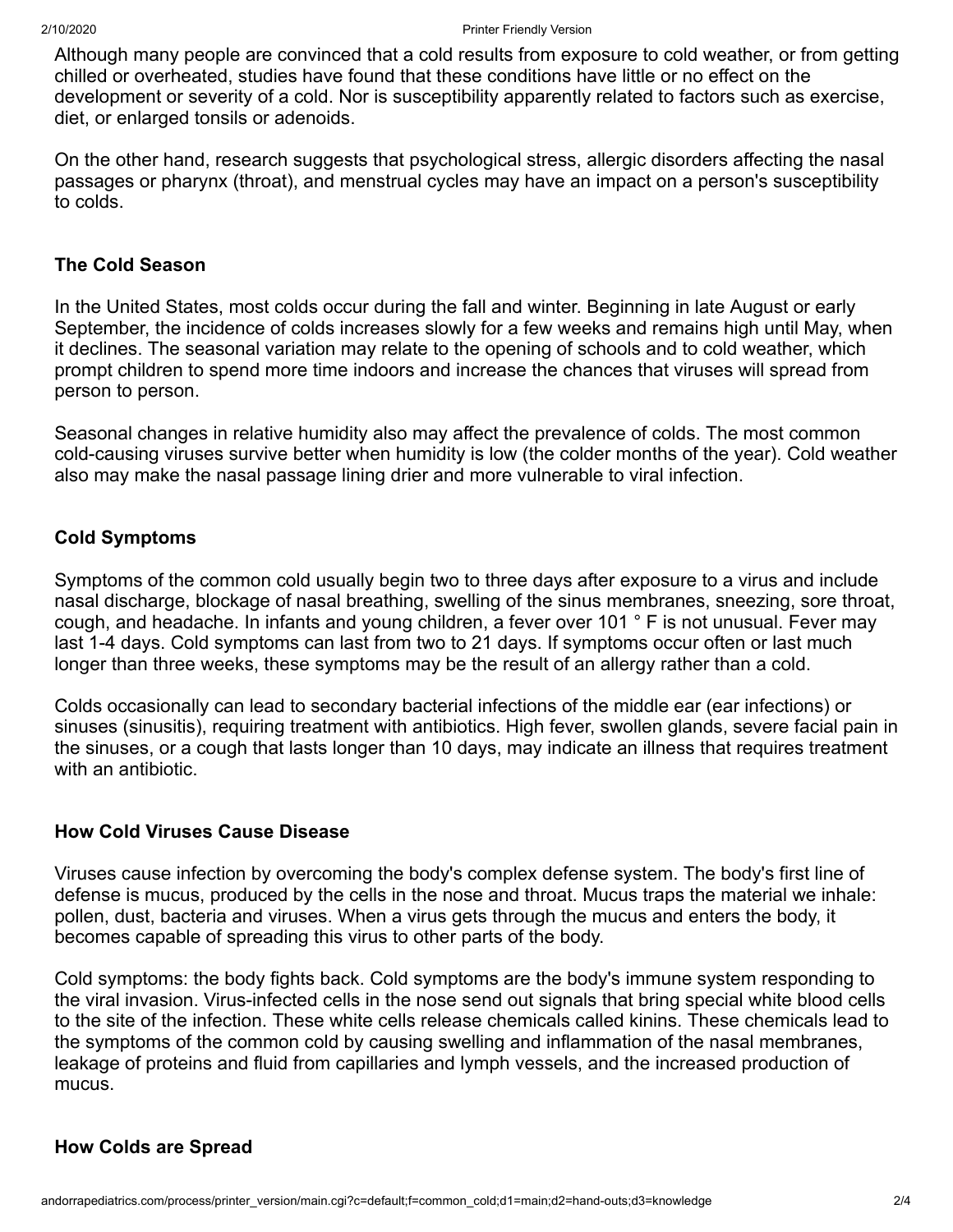Although many people are convinced that a cold results from exposure to cold weather, or from getting chilled or overheated, studies have found that these conditions have little or no effect on the development or severity of a cold. Nor is susceptibility apparently related to factors such as exercise, diet, or enlarged tonsils or adenoids.

On the other hand, research suggests that psychological stress, allergic disorders affecting the nasal passages or pharynx (throat), and menstrual cycles may have an impact on a person's susceptibility to colds.

### The Cold Season

In the United States, most colds occur during the fall and winter. Beginning in late August or early September, the incidence of colds increases slowly for a few weeks and remains high until May, when it declines. The seasonal variation may relate to the opening of schools and to cold weather, which prompt children to spend more time indoors and increase the chances that viruses will spread from person to person.

Seasonal changes in relative humidity also may affect the prevalence of colds. The most common cold-causing viruses survive better when humidity is low (the colder months of the year). Cold weather also may make the nasal passage lining drier and more vulnerable to viral infection.

### Cold Symptoms

Symptoms of the common cold usually begin two to three days after exposure to a virus and include nasal discharge, blockage of nasal breathing, swelling of the sinus membranes, sneezing, sore throat, cough, and headache. In infants and young children, a fever over 101 ° F is not unusual. Fever may last 1-4 days. Cold symptoms can last from two to 21 days. If symptoms occur often or last much longer than three weeks, these symptoms may be the result of an allergy rather than a cold.

Colds occasionally can lead to secondary bacterial infections of the middle ear (ear infections) or sinuses (sinusitis), requiring treatment with antibiotics. High fever, swollen glands, severe facial pain in the sinuses, or a cough that lasts longer than 10 days, may indicate an illness that requires treatment with an antibiotic.

### How Cold Viruses Cause Disease

Viruses cause infection by overcoming the body's complex defense system. The body's first line of defense is mucus, produced by the cells in the nose and throat. Mucus traps the material we inhale: pollen, dust, bacteria and viruses. When a virus gets through the mucus and enters the body, it becomes capable of spreading this virus to other parts of the body.

Cold symptoms: the body fights back. Cold symptoms are the body's immune system responding to the viral invasion. Virus-infected cells in the nose send out signals that bring special white blood cells to the site of the infection. These white cells release chemicals called kinins. These chemicals lead to the symptoms of the common cold by causing swelling and inflammation of the nasal membranes, leakage of proteins and fluid from capillaries and lymph vessels, and the increased production of mucus.

### How Colds are Spread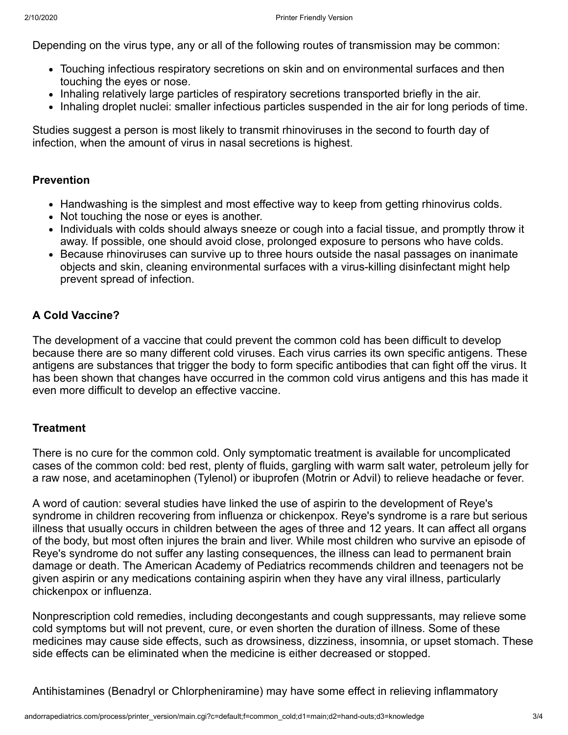Depending on the virus type, any or all of the following routes of transmission may be common:

- Touching infectious respiratory secretions on skin and on environmental surfaces and then touching the eyes or nose.
- Inhaling relatively large particles of respiratory secretions transported briefly in the air.
- Inhaling droplet nuclei: smaller infectious particles suspended in the air for long periods of time.

Studies suggest a person is most likely to transmit rhinoviruses in the second to fourth day of infection, when the amount of virus in nasal secretions is highest.

### Prevention

- Handwashing is the simplest and most effective way to keep from getting rhinovirus colds.
- Not touching the nose or eyes is another.
- Individuals with colds should always sneeze or cough into a facial tissue, and promptly throw it away. If possible, one should avoid close, prolonged exposure to persons who have colds.
- Because rhinoviruses can survive up to three hours outside the nasal passages on inanimate objects and skin, cleaning environmental surfaces with a virus-killing disinfectant might help prevent spread of infection.

### A Cold Vaccine?

The development of a vaccine that could prevent the common cold has been difficult to develop because there are so many different cold viruses. Each virus carries its own specific antigens. These antigens are substances that trigger the body to form specific antibodies that can fight off the virus. It has been shown that changes have occurred in the common cold virus antigens and this has made it even more difficult to develop an effective vaccine.

### Treatment

There is no cure for the common cold. Only symptomatic treatment is available for uncomplicated cases of the common cold: bed rest, plenty of fluids, gargling with warm salt water, petroleum jelly for a raw nose, and acetaminophen (Tylenol) or ibuprofen (Motrin or Advil) to relieve headache or fever.

A word of caution: several studies have linked the use of aspirin to the development of Reye's syndrome in children recovering from influenza or chickenpox. Reye's syndrome is a rare but serious illness that usually occurs in children between the ages of three and 12 years. It can affect all organs of the body, but most often injures the brain and liver. While most children who survive an episode of Reye's syndrome do not suffer any lasting consequences, the illness can lead to permanent brain damage or death. The American Academy of Pediatrics recommends children and teenagers not be given aspirin or any medications containing aspirin when they have any viral illness, particularly chickenpox or influenza.

Nonprescription cold remedies, including decongestants and cough suppressants, may relieve some cold symptoms but will not prevent, cure, or even shorten the duration of illness. Some of these medicines may cause side effects, such as drowsiness, dizziness, insomnia, or upset stomach. These side effects can be eliminated when the medicine is either decreased or stopped.

Antihistamines (Benadryl or Chlorpheniramine) may have some effect in relieving inflammatory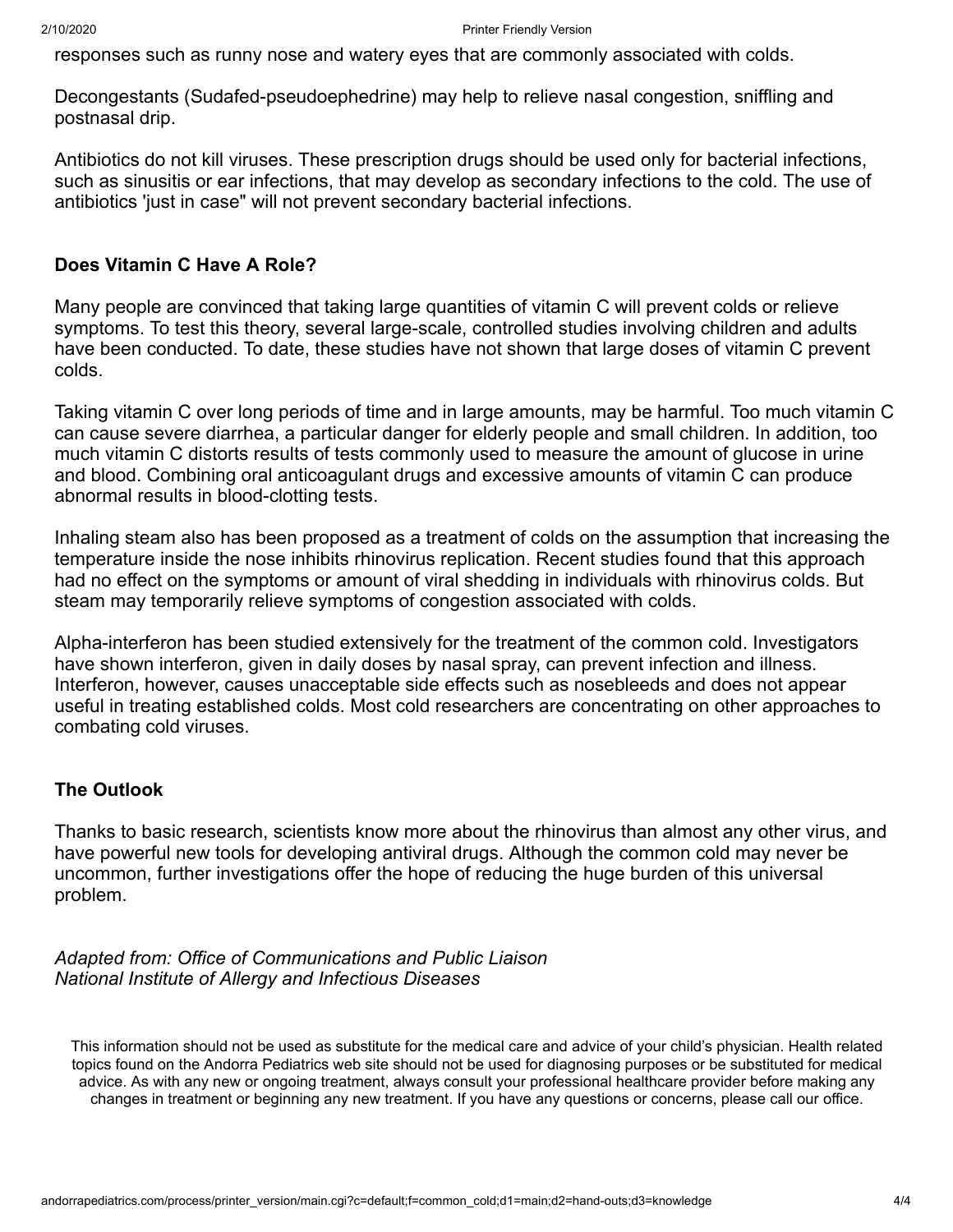responses such as runny nose and watery eyes that are commonly associated with colds.

Decongestants (Sudafed-pseudoephedrine) may help to relieve nasal congestion, sniffling and postnasal drip.

Antibiotics do not kill viruses. These prescription drugs should be used only for bacterial infections, such as sinusitis or ear infections, that may develop as secondary infections to the cold. The use of antibiotics 'just in case" will not prevent secondary bacterial infections.

### Does Vitamin C Have A Role?

Many people are convinced that taking large quantities of vitamin C will prevent colds or relieve symptoms. To test this theory, several large-scale, controlled studies involving children and adults have been conducted. To date, these studies have not shown that large doses of vitamin C prevent colds.

Taking vitamin C over long periods of time and in large amounts, may be harmful. Too much vitamin C can cause severe diarrhea, a particular danger for elderly people and small children. In addition, too much vitamin C distorts results of tests commonly used to measure the amount of glucose in urine and blood. Combining oral anticoagulant drugs and excessive amounts of vitamin C can produce abnormal results in blood-clotting tests.

Inhaling steam also has been proposed as a treatment of colds on the assumption that increasing the temperature inside the nose inhibits rhinovirus replication. Recent studies found that this approach had no effect on the symptoms or amount of viral shedding in individuals with rhinovirus colds. But steam may temporarily relieve symptoms of congestion associated with colds.

Alpha-interferon has been studied extensively for the treatment of the common cold. Investigators have shown interferon, given in daily doses by nasal spray, can prevent infection and illness. Interferon, however, causes unacceptable side effects such as nosebleeds and does not appear useful in treating established colds. Most cold researchers are concentrating on other approaches to combating cold viruses.

### The Outlook

Thanks to basic research, scientists know more about the rhinovirus than almost any other virus, and have powerful new tools for developing antiviral drugs. Although the common cold may never be uncommon, further investigations offer the hope of reducing the huge burden of this universal problem.

*Adapted from: Office of Communications and Public Liaison*
*National Institute of Allergy and Infectious Diseases*

This information should not be used as substitute for the medical care and advice of your child's physician. Health related topics found on the Andorra Pediatrics web site should not be used for diagnosing purposes or be substituted for medical advice. As with any new or ongoing treatment, always consult your professional healthcare provider before making any changes in treatment or beginning any new treatment. If you have any questions or concerns, please call our office.